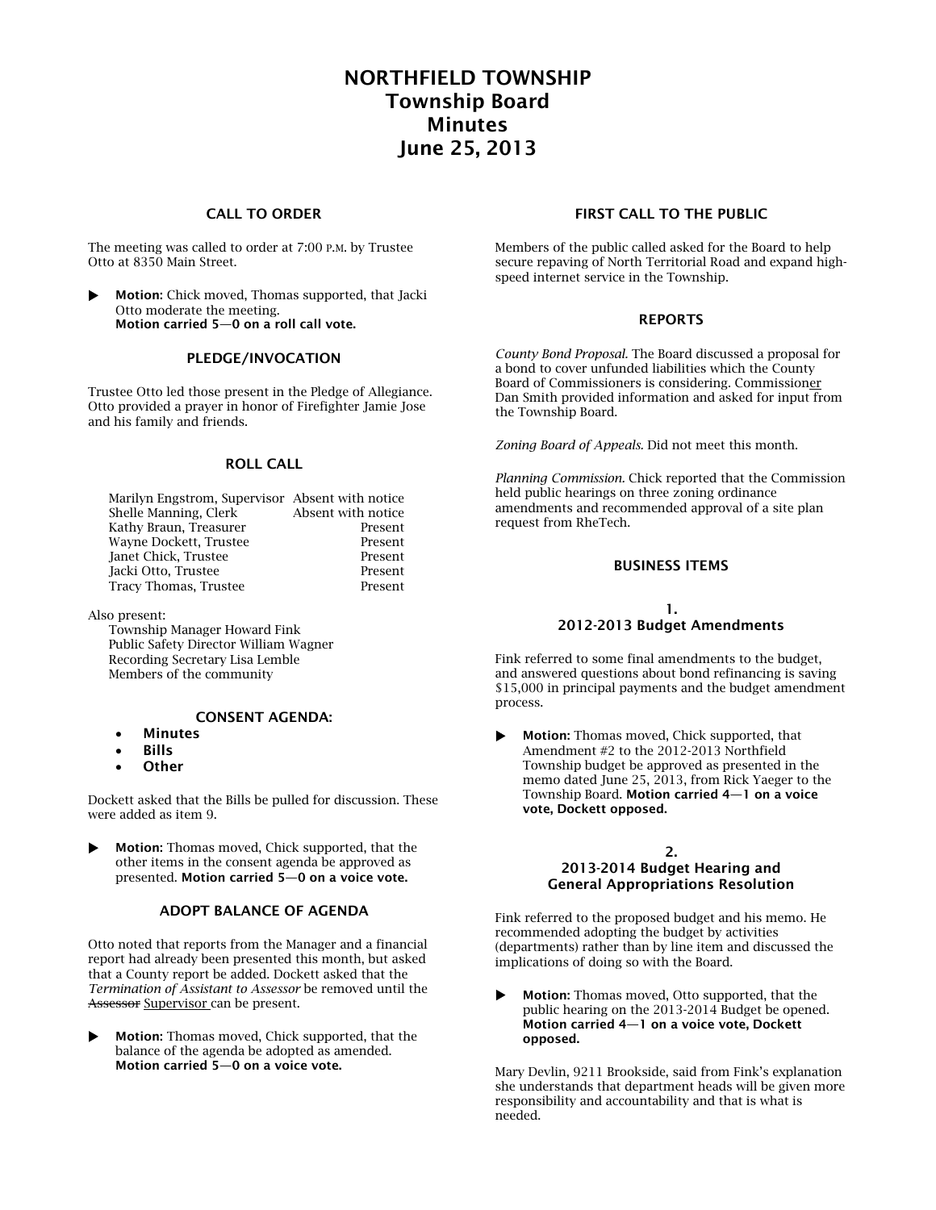# NORTHFIELD TOWNSHIP
# Township Board
# Minutes
# June 25, 2013

## CALL TO ORDER

The meeting was called to order at 7:00 P.M. by Trustee Otto at 8350 Main Street.

- **Motion:** Chick moved, Thomas supported, that Jacki Otto moderate the meeting. **Motion carried 5—0 on a roll call vote.**

## PLEDGE/INVOCATION

Trustee Otto led those present in the Pledge of Allegiance. Otto provided a prayer in honor of Firefighter Jamie Jose and his family and friends.

## ROLL CALL

| | |
|---|---|
| Marilyn Engstrom, Supervisor | Absent with notice |
| Shelle Manning, Clerk | Absent with notice |
| Kathy Braun, Treasurer | Present |
| Wayne Dockett, Trustee | Present |
| Janet Chick, Trustee | Present |
| Jacki Otto, Trustee | Present |
| Tracy Thomas, Trustee | Present |

Also present:
- Township Manager Howard Fink
- Public Safety Director William Wagner
- Recording Secretary Lisa Lemble
- Members of the community

## CONSENT AGENDA:

- **Minutes**
- **Bills**
- **Other**

Dockett asked that the Bills be pulled for discussion. These were added as item 9.

- **Motion:** Thomas moved, Chick supported, that the other items in the consent agenda be approved as presented. **Motion carried 5—0 on a voice vote.**

## ADOPT BALANCE OF AGENDA

Otto noted that reports from the Manager and a financial report had already been presented this month, but asked that a County report be added. Dockett asked that the *Termination of Assistant to Assessor* be removed until the ~~Assessor~~ Supervisor can be present.

- **Motion:** Thomas moved, Chick supported, that the balance of the agenda be adopted as amended. **Motion carried 5—0 on a voice vote.**

## FIRST CALL TO THE PUBLIC

Members of the public called asked for the Board to help secure repaving of North Territorial Road and expand high-speed internet service in the Township.

## REPORTS

*County Bond Proposal.* The Board discussed a proposal for a bond to cover unfunded liabilities which the County Board of Commissioners is considering. Commissioner Dan Smith provided information and asked for input from the Township Board.

*Zoning Board of Appeals.* Did not meet this month.

*Planning Commission.* Chick reported that the Commission held public hearings on three zoning ordinance amendments and recommended approval of a site plan request from RheTech.

## BUSINESS ITEMS

### 1. 2012-2013 Budget Amendments

Fink referred to some final amendments to the budget, and answered questions about bond refinancing is saving $15,000 in principal payments and the budget amendment process.

- **Motion:** Thomas moved, Chick supported, that Amendment #2 to the 2012-2013 Northfield Township budget be approved as presented in the memo dated June 25, 2013, from Rick Yaeger to the Township Board. **Motion carried 4—1 on a voice vote, Dockett opposed.**

### 2. 2013-2014 Budget Hearing and General Appropriations Resolution

Fink referred to the proposed budget and his memo. He recommended adopting the budget by activities (departments) rather than by line item and discussed the implications of doing so with the Board.

- **Motion:** Thomas moved, Otto supported, that the public hearing on the 2013-2014 Budget be opened. **Motion carried 4—1 on a voice vote, Dockett opposed.**

Mary Devlin, 9211 Brookside, said from Fink's explanation she understands that department heads will be given more responsibility and accountability and that is what is needed.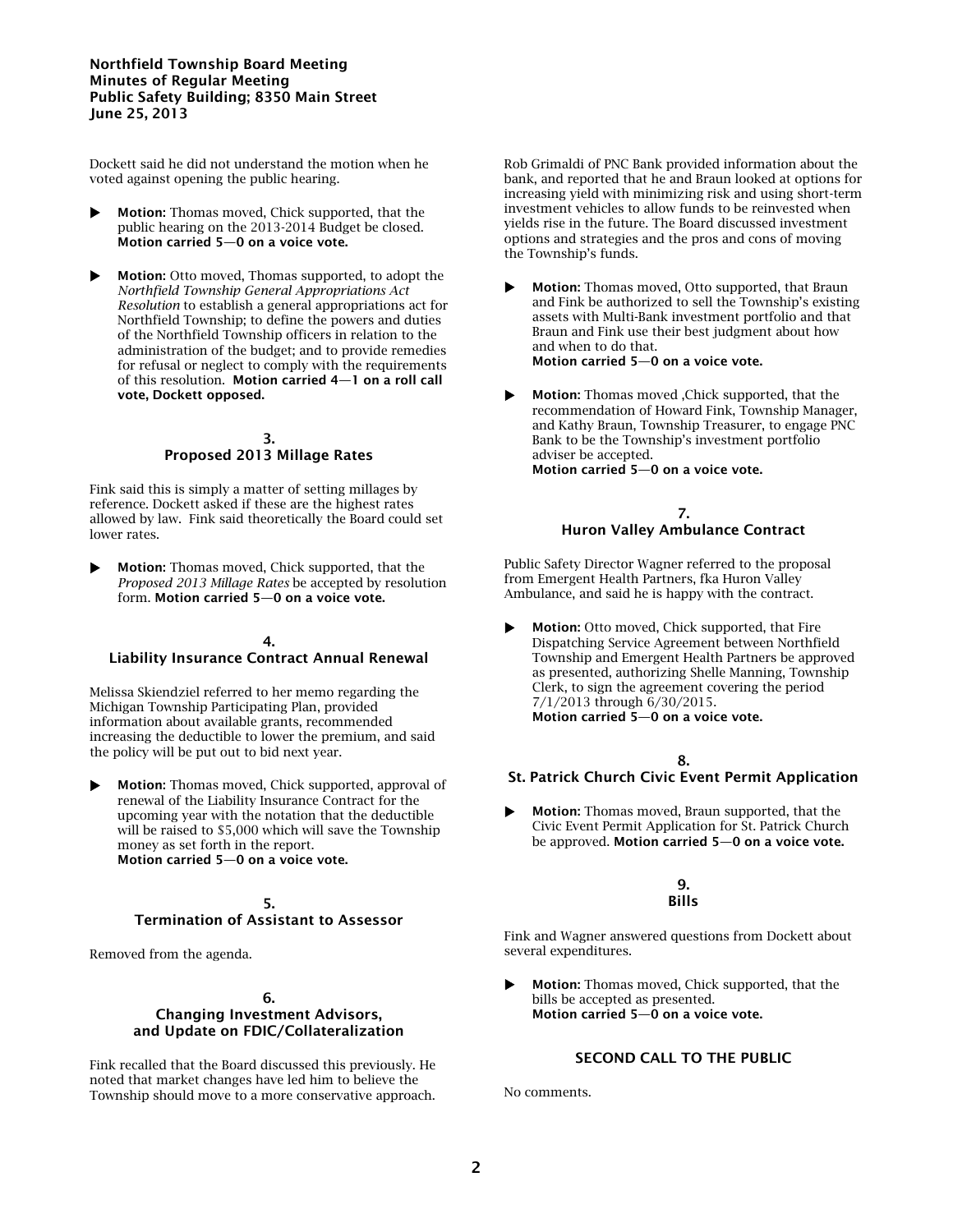Dockett said he did not understand the motion when he voted against opening the public hearing.

- **Motion:** Thomas moved, Chick supported, that the public hearing on the 2013-2014 Budget be closed. **Motion carried 5—0 on a voice vote.**

- **Motion:** Otto moved, Thomas supported, to adopt the *Northfield Township General Appropriations Act Resolution* to establish a general appropriations act for Northfield Township; to define the powers and duties of the Northfield Township officers in relation to the administration of the budget; and to provide remedies for refusal or neglect to comply with the requirements of this resolution. **Motion carried 4—1 on a roll call vote, Dockett opposed.**

### 3.
### Proposed 2013 Millage Rates

Fink said this is simply a matter of setting millages by reference. Dockett asked if these are the highest rates allowed by law. Fink said theoretically the Board could set lower rates.

- **Motion:** Thomas moved, Chick supported, that the *Proposed 2013 Millage Rates* be accepted by resolution form. **Motion carried 5—0 on a voice vote.**

### 4.
### Liability Insurance Contract Annual Renewal

Melissa Skiendziel referred to her memo regarding the Michigan Township Participating Plan, provided information about available grants, recommended increasing the deductible to lower the premium, and said the policy will be put out to bid next year.

- **Motion:** Thomas moved, Chick supported, approval of renewal of the Liability Insurance Contract for the upcoming year with the notation that the deductible will be raised to $5,000 which will save the Township money as set forth in the report. **Motion carried 5—0 on a voice vote.**

### 5.
### Termination of Assistant to Assessor

Removed from the agenda.

### 6.
### Changing Investment Advisors, and Update on FDIC/Collateralization

Fink recalled that the Board discussed this previously. He noted that market changes have led him to believe the Township should move to a more conservative approach. Rob Grimaldi of PNC Bank provided information about the bank, and reported that he and Braun looked at options for increasing yield with minimizing risk and using short-term investment vehicles to allow funds to be reinvested when yields rise in the future. The Board discussed investment options and strategies and the pros and cons of moving the Township's funds.

- **Motion:** Thomas moved, Otto supported, that Braun and Fink be authorized to sell the Township's existing assets with Multi-Bank investment portfolio and that Braun and Fink use their best judgment about how and when to do that. **Motion carried 5—0 on a voice vote.**

- **Motion:** Thomas moved ,Chick supported, that the recommendation of Howard Fink, Township Manager, and Kathy Braun, Township Treasurer, to engage PNC Bank to be the Township's investment portfolio adviser be accepted. **Motion carried 5—0 on a voice vote.**

### 7.
### Huron Valley Ambulance Contract

Public Safety Director Wagner referred to the proposal from Emergent Health Partners, fka Huron Valley Ambulance, and said he is happy with the contract.

- **Motion:** Otto moved, Chick supported, that Fire Dispatching Service Agreement between Northfield Township and Emergent Health Partners be approved as presented, authorizing Shelle Manning, Township Clerk, to sign the agreement covering the period 7/1/2013 through 6/30/2015. **Motion carried 5—0 on a voice vote.**

### 8.
### St. Patrick Church Civic Event Permit Application

- **Motion:** Thomas moved, Braun supported, that the Civic Event Permit Application for St. Patrick Church be approved. **Motion carried 5—0 on a voice vote.**

### 9.
### Bills

Fink and Wagner answered questions from Dockett about several expenditures.

- **Motion:** Thomas moved, Chick supported, that the bills be accepted as presented. **Motion carried 5—0 on a voice vote.**

## SECOND CALL TO THE PUBLIC

No comments.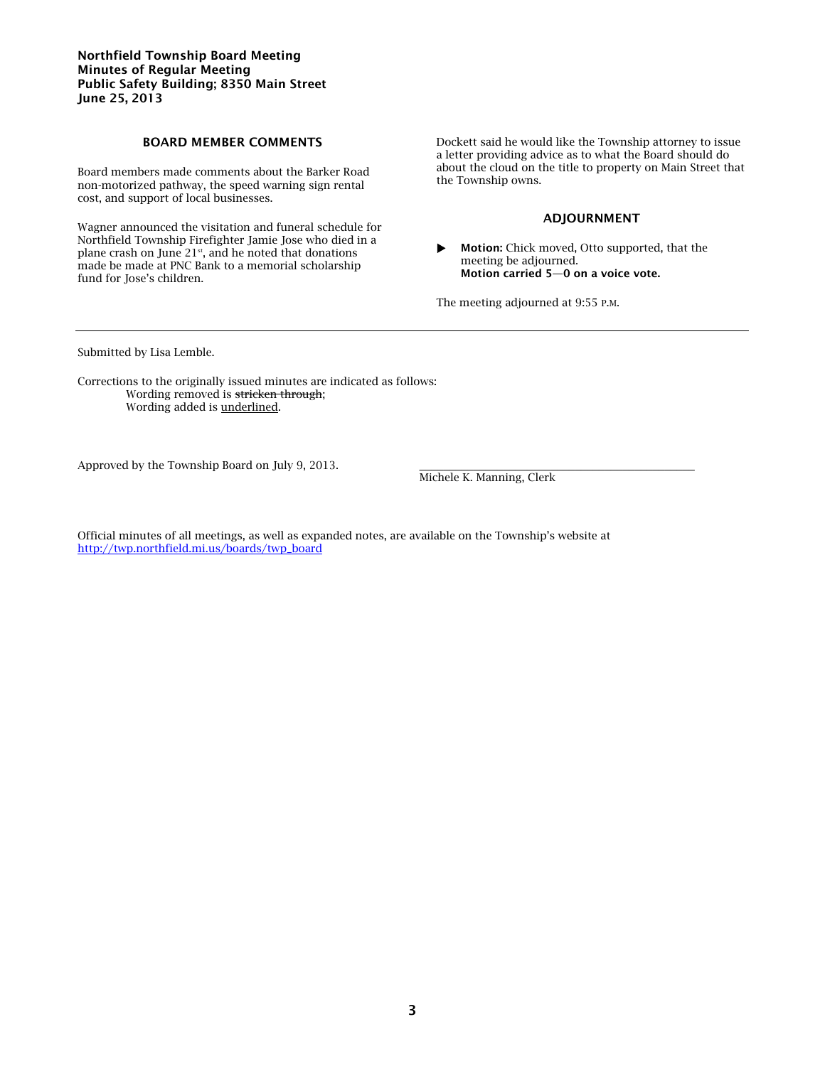### BOARD MEMBER COMMENTS

Board members made comments about the Barker Road non-motorized pathway, the speed warning sign rental cost, and support of local businesses.

Wagner announced the visitation and funeral schedule for Northfield Township Firefighter Jamie Jose who died in a plane crash on June 21st, and he noted that donations made be made at PNC Bank to a memorial scholarship fund for Jose's children.

Dockett said he would like the Township attorney to issue a letter providing advice as to what the Board should do about the cloud on the title to property on Main Street that the Township owns.

### ADJOURNMENT

- **Motion:** Chick moved, Otto supported, that the meeting be adjourned.
  **Motion carried 5—0 on a voice vote.**

The meeting adjourned at 9:55 P.M.

---

Submitted by Lisa Lemble.

Corrections to the originally issued minutes are indicated as follows:
Wording removed is ~~stricken through~~;
Wording added is <u>underlined</u>.

Approved by the Township Board on July 9, 2013.

\_\_\_\_\_\_\_\_\_\_\_\_\_\_\_\_\_\_\_\_\_\_\_\_\_\_\_\_\_\_\_\_\_\_\_\_
Michele K. Manning, Clerk

Official minutes of all meetings, as well as expanded notes, are available on the Township's website at http://twp.northfield.mi.us/boards/twp_board